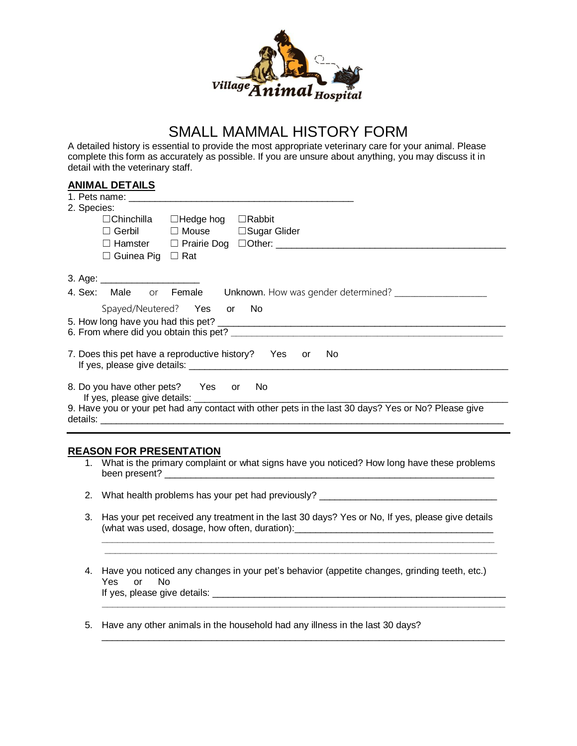Village Animal Hospital

# SMALL MAMMAL HISTORY FORM

A detailed history is essential to provide the most appropriate veterinary care for your animal. Please complete this form as accurately as possible. If you are unsure about anything, you may discuss it in detail with the veterinary staff.

## ANIMAL DETAILS

1. Pets name: ___________________________________________
2. Species:

   ☐Chinchilla ☐Hedge hog ☐Rabbit
   ☐ Gerbil ☐ Mouse ☐Sugar Glider
   ☐ Hamster ☐ Prairie Dog ☐Other: ___________________________________________
   ☐ Guinea Pig ☐ Rat

3. Age: ___________________
4. Sex: Male or Female **Unknown.** How was gender determined? _________________

   Spayed/Neutered? Yes or No

5. How long have you had this pet? ___________________________________________________
6. From where did you obtain this pet? _________________________________________________
7. Does this pet have a reproductive history? Yes or No

   If yes, please give details: ____________________________________________________________

8. Do you have other pets? Yes or No

   If yes, please give details: ___________________________________________________________

9. Have you or your pet had any contact with other pets in the last 30 days? Yes or No? Please give details: ____________________________________________________________________________

---

## REASON FOR PRESENTATION

1. What is the primary complaint or what signs have you noticed? How long have these problems been present? _____________________________________________________________
2. What health problems has your pet had previously? _________________________________
3. Has your pet received any treatment in the last 30 days? Yes or No, If yes, please give details (what was used, dosage, how often, duration):_____________________________________

   ____________________________________________________________________________

   ____________________________________________________________________________

4. Have you noticed any changes in your pet's behavior (appetite changes, grinding teeth, etc.)

   Yes or No

   If yes, please give details: _________________________________________________________

   ____________________________________________________________________________

5. Have any other animals in the household had any illness in the last 30 days?

   ____________________________________________________________________________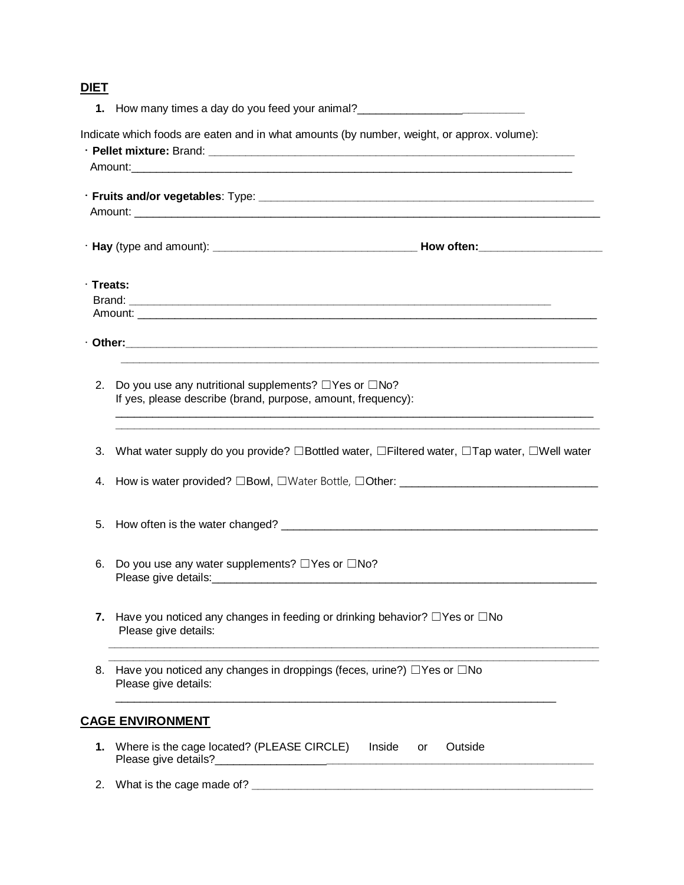## DIET

1. How many times a day do you feed your animal?___________________________

Indicate which foods are eaten and in what amounts (by number, weight, or approx. volume):

- **Pellet mixture:** Brand: _______________________________________________________________
  Amount:_____________________________________________________________________________
- **Fruits and/or vegetables**: Type: ___________________________________________________________
  Amount: ______________________________________________________________________________
- **Hay** (type and amount): _________________________________ **How often:**____________________
- **Treats:**
  Brand: __________________________________________________________________________
  Amount: __________________________________________________________________________
- **Other:**__________________________________________________________________________
  ____________________________________________________________________________

2. Do you use any nutritional supplements? ☐Yes or ☐No?
   If yes, please describe (brand, purpose, amount, frequency):
   ____________________________________________________________________________
   ____________________________________________________________________________

3. What water supply do you provide? ☐Bottled water, ☐Filtered water, ☐Tap water, ☐Well water

4. How is water provided? ☐Bowl, ☐Water Bottle, ☐Other: ________________________________

5. How often is the water changed? _____________________________________________________

6. Do you use any water supplements? ☐Yes or ☐No?
   Please give details:_________________________________________________________________

7. Have you noticed any changes in feeding or drinking behavior? ☐Yes or ☐No
   Please give details:
   ____________________________________________________________________________
   ____________________________________________________________________________

8. Have you noticed any changes in droppings (feces, urine?) ☐Yes or ☐No
   Please give details:
   ________________________________________________________________________

## CAGE ENVIRONMENT

1. Where is the cage located? (PLEASE CIRCLE) Inside or Outside
   Please give details?_____________________________________________________________

2. What is the cage made of? ___________________________________________________________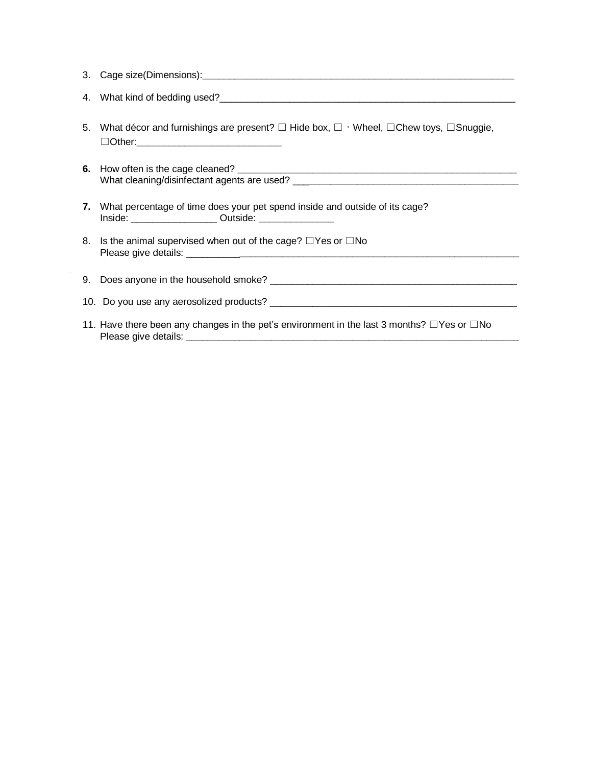3. Cage size(Dimensions):_______________________________________________________________

4. What kind of bedding used?_____________________________________________________________

5. What décor and furnishings are present? ☐ Hide box, ☐ · Wheel, ☐Chew toys, ☐Snuggie, ☐Other:___________________________

6. How often is the cage cleaned? _________________________________________________________
   What cleaning/disinfectant agents are used? ___________________________________________

7. What percentage of time does your pet spend inside and outside of its cage?
   Inside: ________________ Outside: ______________

8. Is the animal supervised when out of the cage? ☐Yes or ☐No
   Please give details: ____________________________________________________________________

9. Does anyone in the household smoke? _________________________________________________

10. Do you use any aerosolized products? _________________________________________________

11. Have there been any changes in the pet's environment in the last 3 months? ☐Yes or ☐No
    Please give details: ____________________________________________________________________